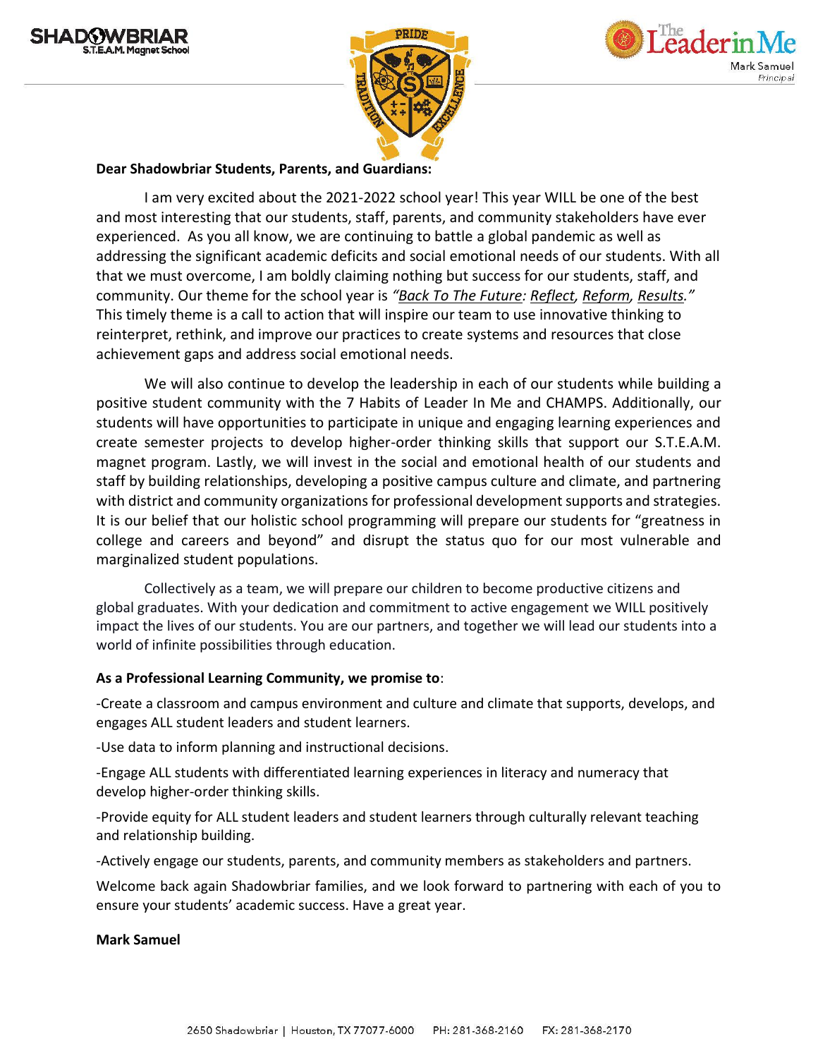**Dear Shadowbriar Students, Parents, and Guardians:**

I am very excited about the 2021-2022 school year! This year WILL be one of the best and most interesting that our students, staff, parents, and community stakeholders have ever experienced. As you all know, we are continuing to battle a global pandemic as well as addressing the significant academic deficits and social emotional needs of our students. With all that we must overcome, I am boldly claiming nothing but success for our students, staff, and community. Our theme for the school year is *"Back To The Future: Reflect, Reform, Results."* This timely theme is a call to action that will inspire our team to use innovative thinking to reinterpret, rethink, and improve our practices to create systems and resources that close achievement gaps and address social emotional needs.

We will also continue to develop the leadership in each of our students while building a positive student community with the 7 Habits of Leader In Me and CHAMPS. Additionally, our students will have opportunities to participate in unique and engaging learning experiences and create semester projects to develop higher-order thinking skills that support our S.T.E.A.M. magnet program. Lastly, we will invest in the social and emotional health of our students and staff by building relationships, developing a positive campus culture and climate, and partnering with district and community organizations for professional development supports and strategies. It is our belief that our holistic school programming will prepare our students for "greatness in college and careers and beyond" and disrupt the status quo for our most vulnerable and marginalized student populations.

Collectively as a team, we will prepare our children to become productive citizens and global graduates. With your dedication and commitment to active engagement we WILL positively impact the lives of our students. You are our partners, and together we will lead our students into a world of infinite possibilities through education.

**As a Professional Learning Community, we promise to**:

-Create a classroom and campus environment and culture and climate that supports, develops, and engages ALL student leaders and student learners.

-Use data to inform planning and instructional decisions.

-Engage ALL students with differentiated learning experiences in literacy and numeracy that develop higher-order thinking skills.

-Provide equity for ALL student leaders and student learners through culturally relevant teaching and relationship building.

-Actively engage our students, parents, and community members as stakeholders and partners.

Welcome back again Shadowbriar families, and we look forward to partnering with each of you to ensure your students' academic success. Have a great year.

**Mark Samuel**

2650 Shadowbriar | Houston, TX 77077-6000 PH: 281-368-2160 FX: 281-368-2170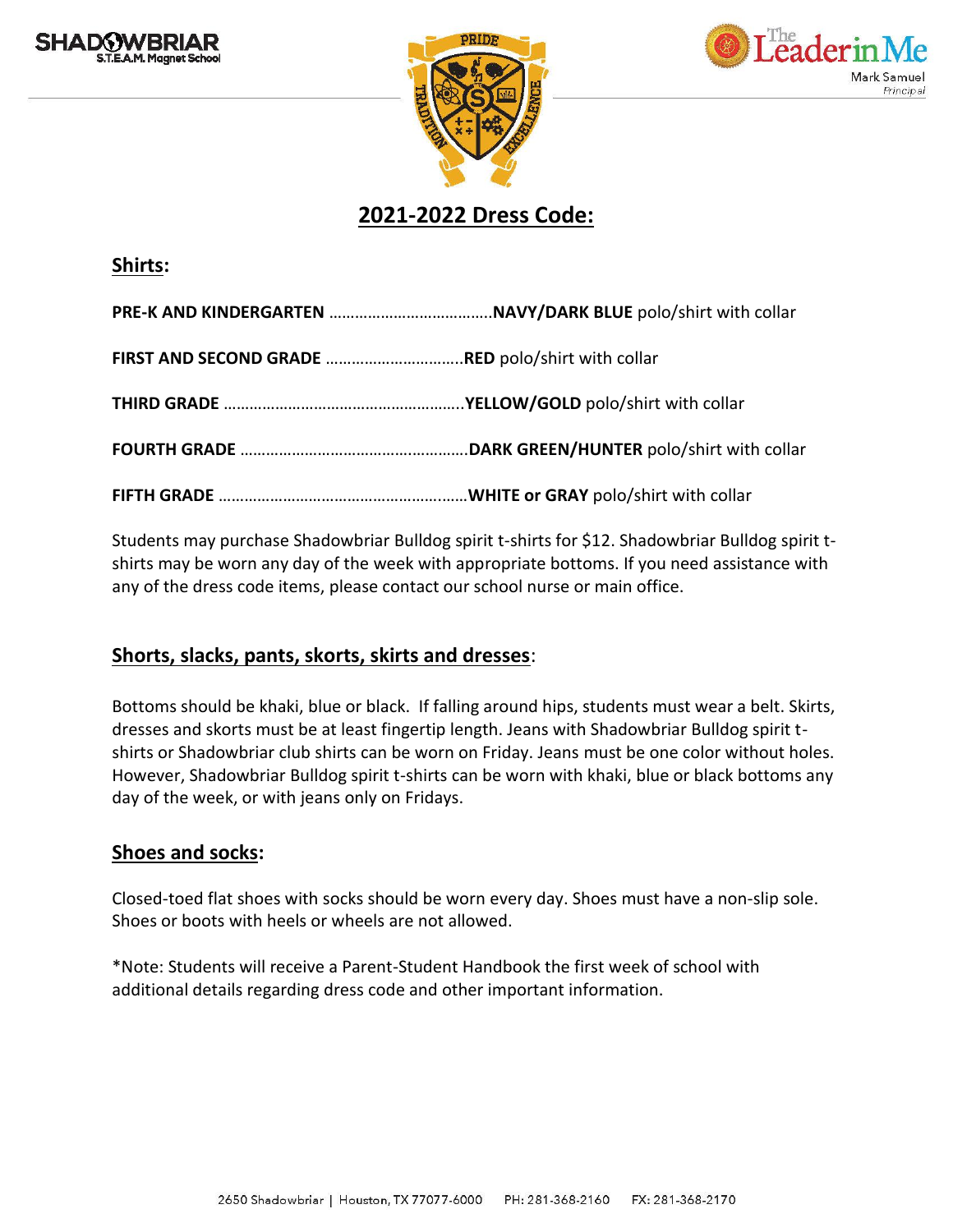SHADOWBRIAR S.T.E.A.M. Magnet School

The Leader in Me

Mark Samuel
*Principal*

## 2021-2022 Dress Code:

### Shirts:

**PRE-K AND KINDERGARTEN** ……………………………….**NAVY/DARK BLUE** polo/shirt with collar

**FIRST AND SECOND GRADE** …………………………..**RED** polo/shirt with collar

**THIRD GRADE** ……………………………………………..**YELLOW/GOLD** polo/shirt with collar

**FOURTH GRADE** ……………………………………………**DARK GREEN/HUNTER** polo/shirt with collar

**FIFTH GRADE** ………………………………………………**WHITE or GRAY** polo/shirt with collar

Students may purchase Shadowbriar Bulldog spirit t-shirts for $12. Shadowbriar Bulldog spirit t-shirts may be worn any day of the week with appropriate bottoms. If you need assistance with any of the dress code items, please contact our school nurse or main office.

### Shorts, slacks, pants, skorts, skirts and dresses:

Bottoms should be khaki, blue or black. If falling around hips, students must wear a belt. Skirts, dresses and skorts must be at least fingertip length. Jeans with Shadowbriar Bulldog spirit t-shirts or Shadowbriar club shirts can be worn on Friday. Jeans must be one color without holes. However, Shadowbriar Bulldog spirit t-shirts can be worn with khaki, blue or black bottoms any day of the week, or with jeans only on Fridays.

### Shoes and socks:

Closed-toed flat shoes with socks should be worn every day. Shoes must have a non-slip sole. Shoes or boots with heels or wheels are not allowed.

*Note: Students will receive a Parent-Student Handbook the first week of school with additional details regarding dress code and other important information.

2650 Shadowbriar | Houston, TX 77077-6000 PH: 281-368-2160 FX: 281-368-2170